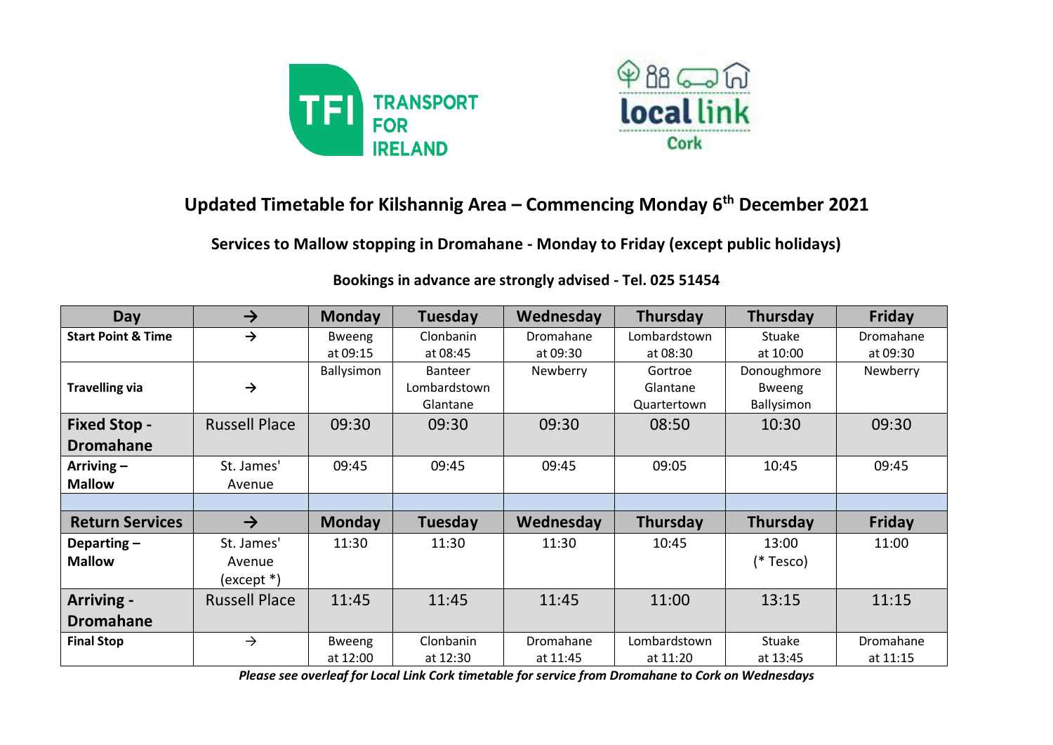# Updated Timetable for Kilshannig Area – Commencing Monday 6th December 2021

## Services to Mallow stopping in Dromahane - Monday to Friday (except public holidays)

**Bookings in advance are strongly advised - Tel. 025 51454**

| Day | → | Monday | Tuesday | Wednesday | Thursday | Thursday | Friday |
|---|---|---|---|---|---|---|---|
| **Start Point & Time** | → | Bweeng at 09:15 | Clonbanin at 08:45 | Dromahane at 09:30 | Lombardstown at 08:30 | Stuake at 10:00 | Dromahane at 09:30 |
| **Travelling via** | → | Ballysimon | Banteer Lombardstown Glantane | Newberry | Gortroe Glantane Quartertown | Donoughmore Bweeng Ballysimon | Newberry |
| **Fixed Stop - Dromahane** | Russell Place | 09:30 | 09:30 | 09:30 | 08:50 | 10:30 | 09:30 |
| **Arriving – Mallow** | St. James' Avenue | 09:45 | 09:45 | 09:45 | 09:05 | 10:45 | 09:45 |
| | | | | | | | |
| **Return Services** | → | **Monday** | **Tuesday** | **Wednesday** | **Thursday** | **Thursday** | **Friday** |
| **Departing – Mallow** | St. James' Avenue (except *) | 11:30 | 11:30 | 11:30 | 10:45 | 13:00 (* Tesco) | 11:00 |
| **Arriving - Dromahane** | Russell Place | 11:45 | 11:45 | 11:45 | 11:00 | 13:15 | 11:15 |
| **Final Stop** | → | Bweeng at 12:00 | Clonbanin at 12:30 | Dromahane at 11:45 | Lombardstown at 11:20 | Stuake at 13:45 | Dromahane at 11:15 |

***Please see overleaf for Local Link Cork timetable for service from Dromahane to Cork on Wednesdays***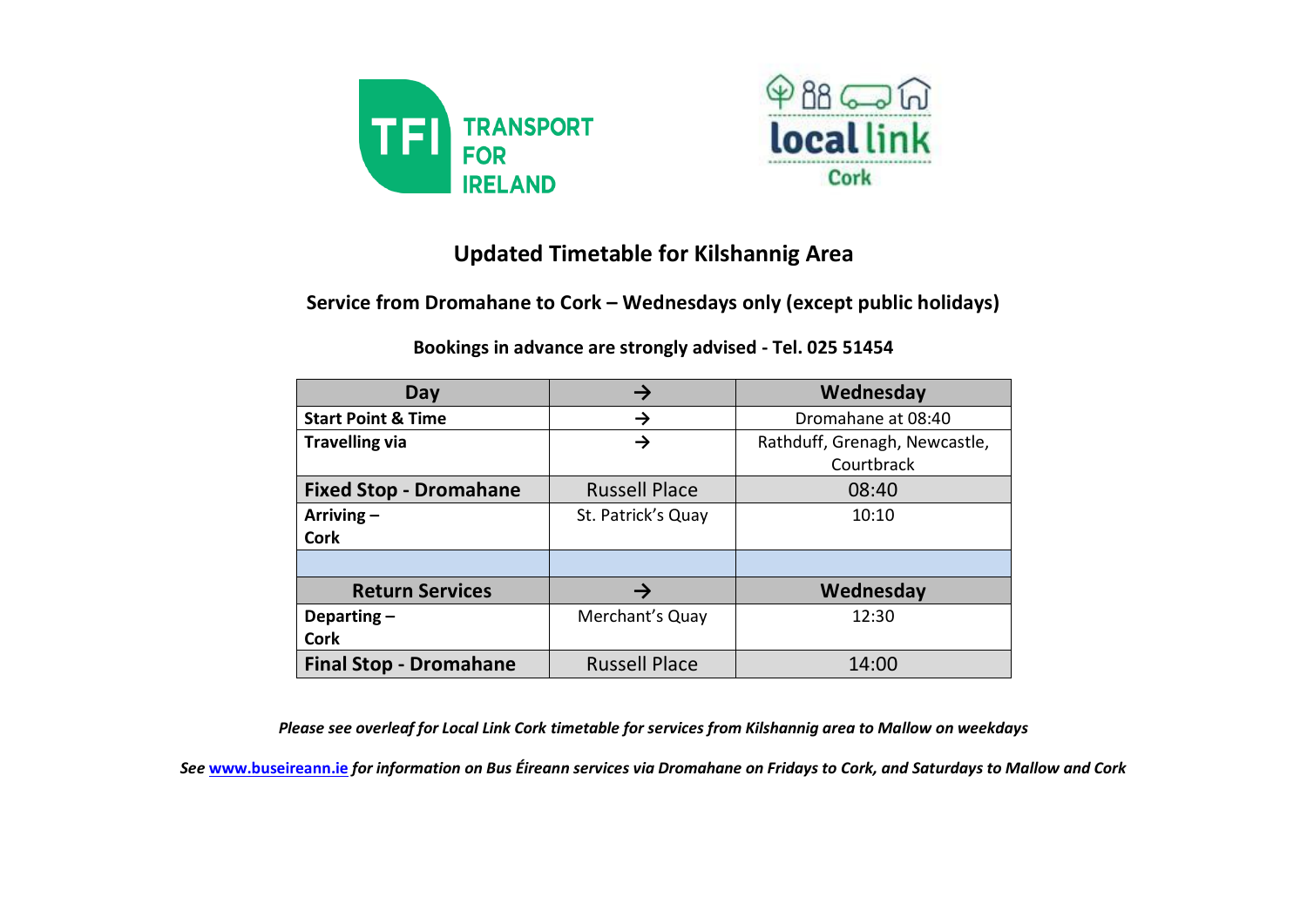TFI TRANSPORT FOR IRELAND

local link Cork

# Updated Timetable for Kilshannig Area

## Service from Dromahane to Cork – Wednesdays only (except public holidays)

**Bookings in advance are strongly advised - Tel. 025 51454**

| Day | → | Wednesday |
|---|---|---|
| **Start Point & Time** | → | Dromahane at 08:40 |
| **Travelling via** | → | Rathduff, Grenagh, Newcastle, Courtbrack |
| **Fixed Stop - Dromahane** | Russell Place | 08:40 |
| **Arriving – Cork** | St. Patrick's Quay | 10:10 |
| | | |
| **Return Services** | → | **Wednesday** |
| **Departing – Cork** | Merchant's Quay | 12:30 |
| **Final Stop - Dromahane** | Russell Place | 14:00 |

***Please see overleaf for Local Link Cork timetable for services from Kilshannig area to Mallow on weekdays***

***See www.buseireann.ie for information on Bus Éireann services via Dromahane on Fridays to Cork, and Saturdays to Mallow and Cork***